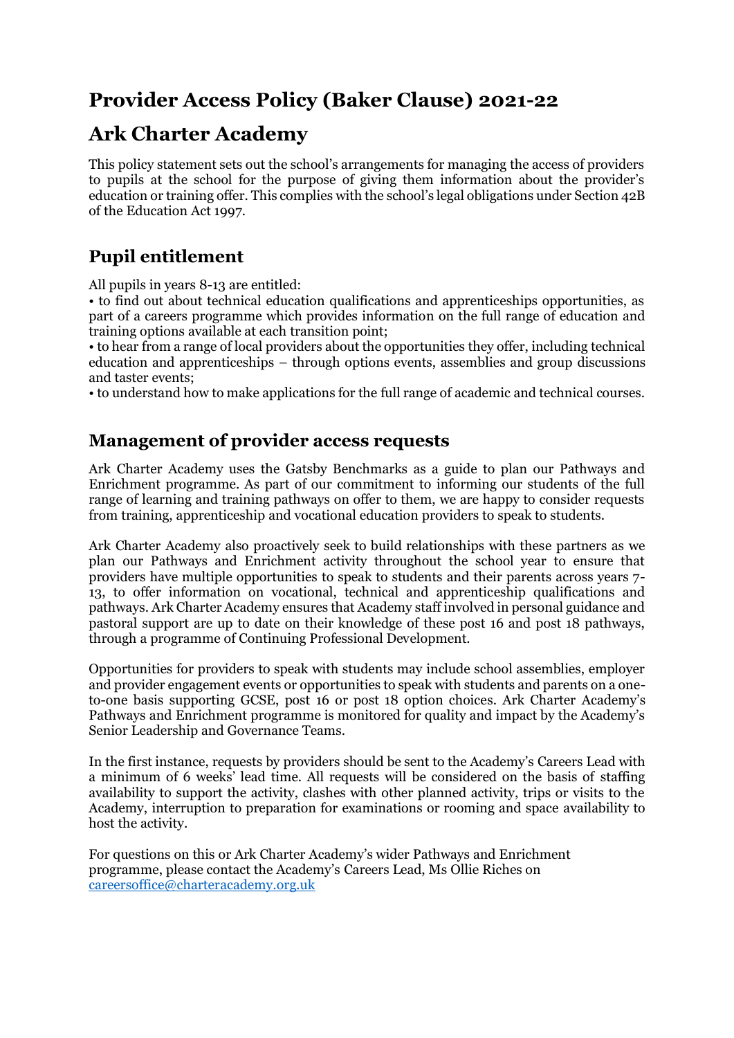# Provider Access Policy (Baker Clause) 2021-22

# Ark Charter Academy

This policy statement sets out the school's arrangements for managing the access of providers to pupils at the school for the purpose of giving them information about the provider's education or training offer. This complies with the school's legal obligations under Section 42B of the Education Act 1997.

## Pupil entitlement

All pupils in years 8-13 are entitled:

• to find out about technical education qualifications and apprenticeships opportunities, as part of a careers programme which provides information on the full range of education and training options available at each transition point;

• to hear from a range of local providers about the opportunities they offer, including technical education and apprenticeships – through options events, assemblies and group discussions and taster events;

• to understand how to make applications for the full range of academic and technical courses.

## Management of provider access requests

Ark Charter Academy uses the Gatsby Benchmarks as a guide to plan our Pathways and Enrichment programme. As part of our commitment to informing our students of the full range of learning and training pathways on offer to them, we are happy to consider requests from training, apprenticeship and vocational education providers to speak to students.

Ark Charter Academy also proactively seek to build relationships with these partners as we plan our Pathways and Enrichment activity throughout the school year to ensure that providers have multiple opportunities to speak to students and their parents across years 7-13, to offer information on vocational, technical and apprenticeship qualifications and pathways. Ark Charter Academy ensures that Academy staff involved in personal guidance and pastoral support are up to date on their knowledge of these post 16 and post 18 pathways, through a programme of Continuing Professional Development.

Opportunities for providers to speak with students may include school assemblies, employer and provider engagement events or opportunities to speak with students and parents on a one-to-one basis supporting GCSE, post 16 or post 18 option choices. Ark Charter Academy's Pathways and Enrichment programme is monitored for quality and impact by the Academy's Senior Leadership and Governance Teams.

In the first instance, requests by providers should be sent to the Academy's Careers Lead with a minimum of 6 weeks' lead time. All requests will be considered on the basis of staffing availability to support the activity, clashes with other planned activity, trips or visits to the Academy, interruption to preparation for examinations or rooming and space availability to host the activity.

For questions on this or Ark Charter Academy's wider Pathways and Enrichment programme, please contact the Academy's Careers Lead, Ms Ollie Riches on careersoffice@charteracademy.org.uk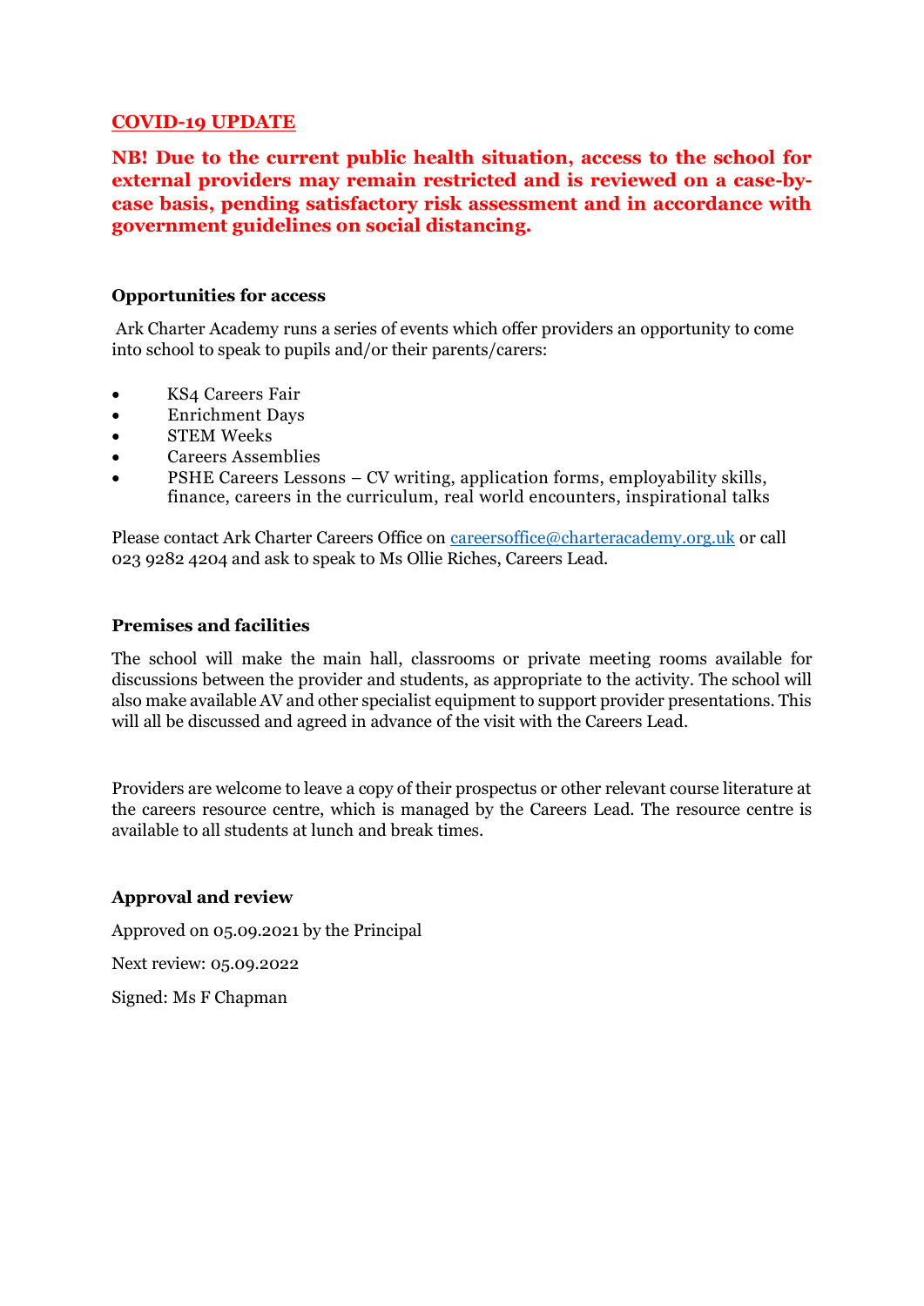## COVID-19 UPDATE

**NB! Due to the current public health situation, access to the school for external providers may remain restricted and is reviewed on a case-by-case basis, pending satisfactory risk assessment and in accordance with government guidelines on social distancing.**

### Opportunities for access

Ark Charter Academy runs a series of events which offer providers an opportunity to come into school to speak to pupils and/or their parents/carers:

- KS4 Careers Fair
- Enrichment Days
- STEM Weeks
- Careers Assemblies
- PSHE Careers Lessons – CV writing, application forms, employability skills, finance, careers in the curriculum, real world encounters, inspirational talks

Please contact Ark Charter Careers Office on careersoffice@charteracademy.org.uk or call 023 9282 4204 and ask to speak to Ms Ollie Riches, Careers Lead.

### Premises and facilities

The school will make the main hall, classrooms or private meeting rooms available for discussions between the provider and students, as appropriate to the activity. The school will also make available AV and other specialist equipment to support provider presentations. This will all be discussed and agreed in advance of the visit with the Careers Lead.

Providers are welcome to leave a copy of their prospectus or other relevant course literature at the careers resource centre, which is managed by the Careers Lead. The resource centre is available to all students at lunch and break times.

### Approval and review

Approved on 05.09.2021 by the Principal

Next review: 05.09.2022

Signed: Ms F Chapman